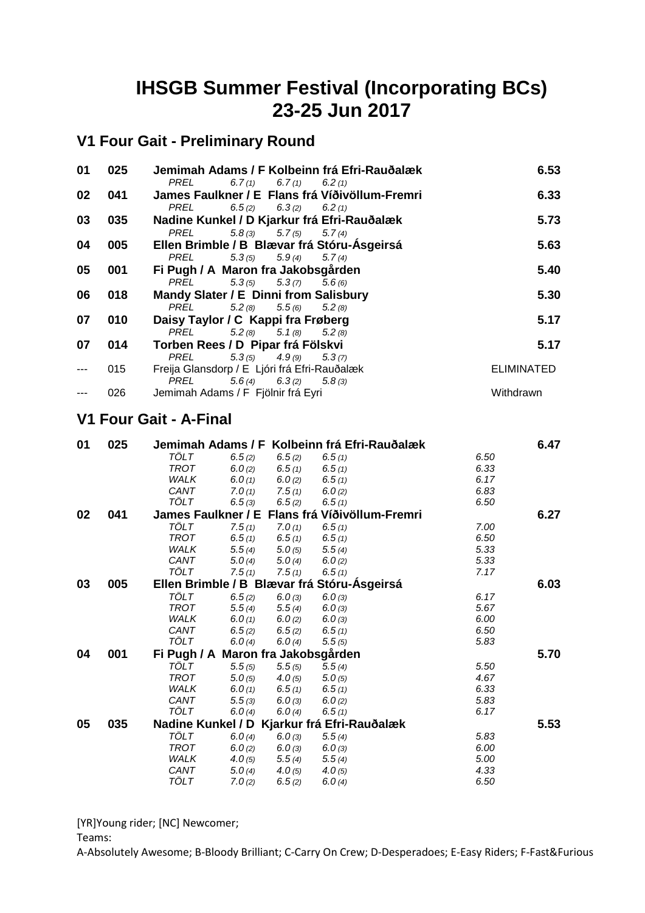# IHSGB Summer Festival (Incorporating BCs)
# 23-25 Jun 2017

## V1 Four Gait - Preliminary Round

| Place | No. | Rider / Horse | | | | Score |
|---|---|---|---|---|---|---|
| **01** | **025** | **Jemimah Adams / F Kolbeinn frá Efri-Rauðalæk** | | | | **6.53** |
| | | *PREL* | *6.7 (1)* | *6.7 (1)* | *6.2 (1)* | |
| **02** | **041** | **James Faulkner / E Flans frá Víðivöllum-Fremri** | | | | **6.33** |
| | | *PREL* | *6.5 (2)* | *6.3 (2)* | *6.2 (1)* | |
| **03** | **035** | **Nadine Kunkel / D Kjarkur frá Efri-Rauðalæk** | | | | **5.73** |
| | | *PREL* | *5.8 (3)* | *5.7 (5)* | *5.7 (4)* | |
| **04** | **005** | **Ellen Brimble / B Blævar frá Stóru-Ásgeirsá** | | | | **5.63** |
| | | *PREL* | *5.3 (5)* | *5.9 (4)* | *5.7 (4)* | |
| **05** | **001** | **Fi Pugh / A Maron fra Jakobsgården** | | | | **5.40** |
| | | *PREL* | *5.3 (5)* | *5.3 (7)* | *5.6 (6)* | |
| **06** | **018** | **Mandy Slater / E Dinni from Salisbury** | | | | **5.30** |
| | | *PREL* | *5.2 (8)* | *5.5 (6)* | *5.2 (8)* | |
| **07** | **010** | **Daisy Taylor / C Kappi fra Frøberg** | | | | **5.17** |
| | | *PREL* | *5.2 (8)* | *5.1 (8)* | *5.2 (8)* | |
| **07** | **014** | **Torben Rees / D Pipar frá Fölskvi** | | | | **5.17** |
| | | *PREL* | *5.3 (5)* | *4.9 (9)* | *5.3 (7)* | |
| --- | 015 | Freija Glansdorp / E Ljóri frá Efri-Rauðalæk | | | | ELIMINATED |
| | | *PREL* | *5.6 (4)* | *6.3 (2)* | *5.8 (3)* | |
| --- | 026 | Jemimah Adams / F Fjölnir frá Eyri | | | | Withdrawn |

## V1 Four Gait - A-Final

| Place | No. | Rider / Horse | | | | Avg | Score |
|---|---|---|---|---|---|---|---|
| **01** | **025** | **Jemimah Adams / F Kolbeinn frá Efri-Rauðalæk** | | | | | **6.47** |
| | | *TÖLT* | *6.5 (2)* | *6.5 (2)* | *6.5 (1)* | *6.50* | |
| | | *TROT* | *6.0 (2)* | *6.5 (1)* | *6.5 (1)* | *6.33* | |
| | | *WALK* | *6.0 (1)* | *6.0 (2)* | *6.5 (1)* | *6.17* | |
| | | *CANT* | *7.0 (1)* | *7.5 (1)* | *6.0 (2)* | *6.83* | |
| | | *TÖLT* | *6.5 (3)* | *6.5 (2)* | *6.5 (1)* | *6.50* | |
| **02** | **041** | **James Faulkner / E Flans frá Víðivöllum-Fremri** | | | | | **6.27** |
| | | *TÖLT* | *7.5 (1)* | *7.0 (1)* | *6.5 (1)* | *7.00* | |
| | | *TROT* | *6.5 (1)* | *6.5 (1)* | *6.5 (1)* | *6.50* | |
| | | *WALK* | *5.5 (4)* | *5.0 (5)* | *5.5 (4)* | *5.33* | |
| | | *CANT* | *5.0 (4)* | *5.0 (4)* | *6.0 (2)* | *5.33* | |
| | | *TÖLT* | *7.5 (1)* | *7.5 (1)* | *6.5 (1)* | *7.17* | |
| **03** | **005** | **Ellen Brimble / B Blævar frá Stóru-Ásgeirsá** | | | | | **6.03** |
| | | *TÖLT* | *6.5 (2)* | *6.0 (3)* | *6.0 (3)* | *6.17* | |
| | | *TROT* | *5.5 (4)* | *5.5 (4)* | *6.0 (3)* | *5.67* | |
| | | *WALK* | *6.0 (1)* | *6.0 (2)* | *6.0 (3)* | *6.00* | |
| | | *CANT* | *6.5 (2)* | *6.5 (2)* | *6.5 (1)* | *6.50* | |
| | | *TÖLT* | *6.0 (4)* | *6.0 (4)* | *5.5 (5)* | *5.83* | |
| **04** | **001** | **Fi Pugh / A Maron fra Jakobsgården** | | | | | **5.70** |
| | | *TÖLT* | *5.5 (5)* | *5.5 (5)* | *5.5 (4)* | *5.50* | |
| | | *TROT* | *5.0 (5)* | *4.0 (5)* | *5.0 (5)* | *4.67* | |
| | | *WALK* | *6.0 (1)* | *6.5 (1)* | *6.5 (1)* | *6.33* | |
| | | *CANT* | *5.5 (3)* | *6.0 (3)* | *6.0 (2)* | *5.83* | |
| | | *TÖLT* | *6.0 (4)* | *6.0 (4)* | *6.5 (1)* | *6.17* | |
| **05** | **035** | **Nadine Kunkel / D Kjarkur frá Efri-Rauðalæk** | | | | | **5.53** |
| | | *TÖLT* | *6.0 (4)* | *6.0 (3)* | *5.5 (4)* | *5.83* | |
| | | *TROT* | *6.0 (2)* | *6.0 (3)* | *6.0 (3)* | *6.00* | |
| | | *WALK* | *4.0 (5)* | *5.5 (4)* | *5.5 (4)* | *5.00* | |
| | | *CANT* | *5.0 (4)* | *4.0 (5)* | *4.0 (5)* | *4.33* | |
| | | *TÖLT* | *7.0 (2)* | *6.5 (2)* | *6.0 (4)* | *6.50* | |

[YR]Young rider; [NC] Newcomer;

Teams:

A-Absolutely Awesome; B-Bloody Brilliant; C-Carry On Crew; D-Desperadoes; E-Easy Riders; F-Fast&Furious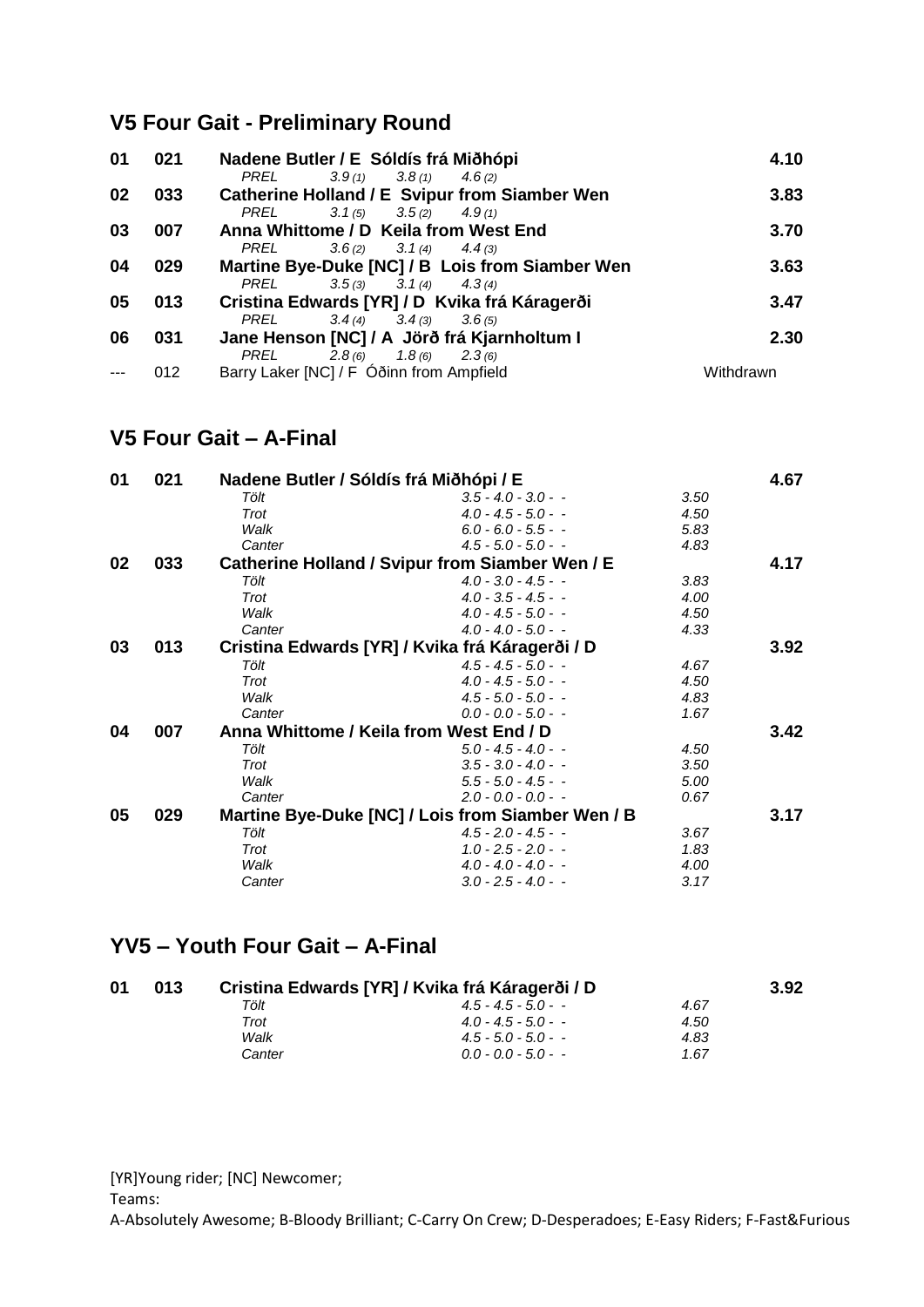## V5 Four Gait - Preliminary Round

| Place | No. | Rider / Team / Horse | | | | Score |
|---|---|---|---|---|---|---|
| **01** | **021** | **Nadene Butler / E Sóldís frá Miðhópi** | | | | **4.10** |
| | | *PREL* | *3.9 (1)* | *3.8 (1)* | *4.6 (2)* | |
| **02** | **033** | **Catherine Holland / E Svipur from Siamber Wen** | | | | **3.83** |
| | | *PREL* | *3.1 (5)* | *3.5 (2)* | *4.9 (1)* | |
| **03** | **007** | **Anna Whittome / D Keila from West End** | | | | **3.70** |
| | | *PREL* | *3.6 (2)* | *3.1 (4)* | *4.4 (3)* | |
| **04** | **029** | **Martine Bye-Duke [NC] / B Lois from Siamber Wen** | | | | **3.63** |
| | | *PREL* | *3.5 (3)* | *3.1 (4)* | *4.3 (4)* | |
| **05** | **013** | **Cristina Edwards [YR] / D Kvika frá Kágerði** | | | | **3.47** |
| | | *PREL* | *3.4 (4)* | *3.4 (3)* | *3.6 (5)* | |
| **06** | **031** | **Jane Henson [NC] / A Jörð frá Kjarnholtum I** | | | | **2.30** |
| | | *PREL* | *2.8 (6)* | *1.8 (6)* | *2.3 (6)* | |
| --- | 012 | Barry Laker [NC] / F Óðinn from Ampfield | | | | Withdrawn |

## V5 Four Gait – A-Final

| Place | No. | Rider / Horse / Team | Marks | Average | Score |
|---|---|---|---|---|---|
| **01** | **021** | **Nadene Butler / Sóldís frá Miðhópi / E** | | | **4.67** |
| | | *Tölt* | *3.5 - 4.0 - 3.0 - -* | *3.50* | |
| | | *Trot* | *4.0 - 4.5 - 5.0 - -* | *4.50* | |
| | | *Walk* | *6.0 - 6.0 - 5.5 - -* | *5.83* | |
| | | *Canter* | *4.5 - 5.0 - 5.0 - -* | *4.83* | |
| **02** | **033** | **Catherine Holland / Svipur from Siamber Wen / E** | | | **4.17** |
| | | *Tölt* | *4.0 - 3.0 - 4.5 - -* | *3.83* | |
| | | *Trot* | *4.0 - 3.5 - 4.5 - -* | *4.00* | |
| | | *Walk* | *4.0 - 4.5 - 5.0 - -* | *4.50* | |
| | | *Canter* | *4.0 - 4.0 - 5.0 - -* | *4.33* | |
| **03** | **013** | **Cristina Edwards [YR] / Kvika frá Kágerði / D** | | | **3.92** |
| | | *Tölt* | *4.5 - 4.5 - 5.0 - -* | *4.67* | |
| | | *Trot* | *4.0 - 4.5 - 5.0 - -* | *4.50* | |
| | | *Walk* | *4.5 - 5.0 - 5.0 - -* | *4.83* | |
| | | *Canter* | *0.0 - 0.0 - 5.0 - -* | *1.67* | |
| **04** | **007** | **Anna Whittome / Keila from West End / D** | | | **3.42** |
| | | *Tölt* | *5.0 - 4.5 - 4.0 - -* | *4.50* | |
| | | *Trot* | *3.5 - 3.0 - 4.0 - -* | *3.50* | |
| | | *Walk* | *5.5 - 5.0 - 4.5 - -* | *5.00* | |
| | | *Canter* | *2.0 - 0.0 - 0.0 - -* | *0.67* | |
| **05** | **029** | **Martine Bye-Duke [NC] / Lois from Siamber Wen / B** | | | **3.17** |
| | | *Tölt* | *4.5 - 2.0 - 4.5 - -* | *3.67* | |
| | | *Trot* | *1.0 - 2.5 - 2.0 - -* | *1.83* | |
| | | *Walk* | *4.0 - 4.0 - 4.0 - -* | *4.00* | |
| | | *Canter* | *3.0 - 2.5 - 4.0 - -* | *3.17* | |

## YV5 – Youth Four Gait – A-Final

| Place | No. | Rider / Horse / Team | Marks | Average | Score |
|---|---|---|---|---|---|
| **01** | **013** | **Cristina Edwards [YR] / Kvika frá Kágerði / D** | | | **3.92** |
| | | *Tölt* | *4.5 - 4.5 - 5.0 - -* | *4.67* | |
| | | *Trot* | *4.0 - 4.5 - 5.0 - -* | *4.50* | |
| | | *Walk* | *4.5 - 5.0 - 5.0 - -* | *4.83* | |
| | | *Canter* | *0.0 - 0.0 - 5.0 - -* | *1.67* | |

[YR]Young rider; [NC] Newcomer;
Teams:
A-Absolutely Awesome; B-Bloody Brilliant; C-Carry On Crew; D-Desperadoes; E-Easy Riders; F-Fast&Furious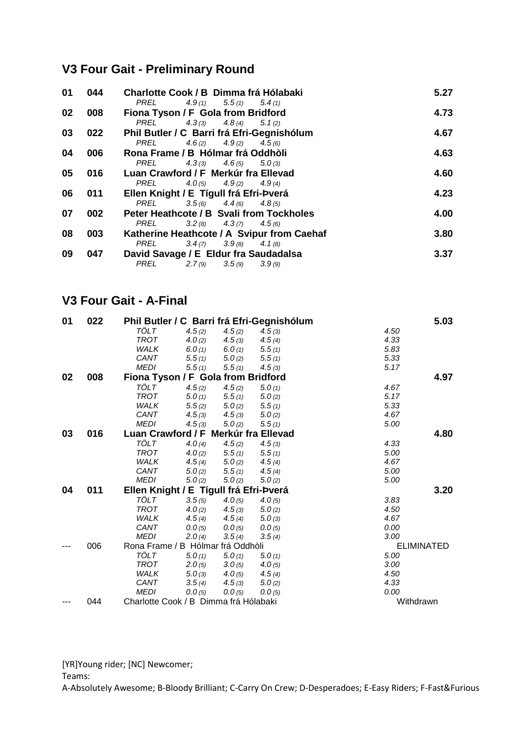## V3 Four Gait - Preliminary Round

| Place | No. | Rider / Horse | | | | Score |
|---|---|---|---|---|---|---|
| 01 | 044 | **Charlotte Cook / B Dimma frá Hólabaki** | | | | **5.27** |
| | | *PREL* | *4.9 (1)* | *5.5 (1)* | *5.4 (1)* | |
| 02 | 008 | **Fiona Tyson / F Gola from Bridford** | | | | **4.73** |
| | | *PREL* | *4.3 (3)* | *4.8 (4)* | *5.1 (2)* | |
| 03 | 022 | **Phil Butler / C Barri frá Efri-Gegnishólum** | | | | **4.67** |
| | | *PREL* | *4.6 (2)* | *4.9 (2)* | *4.5 (6)* | |
| 04 | 006 | **Rona Frame / B Hólmar frá Oddhòli** | | | | **4.63** |
| | | *PREL* | *4.3 (3)* | *4.6 (5)* | *5.0 (3)* | |
| 05 | 016 | **Luan Crawford / F Merkúr fra Ellevad** | | | | **4.60** |
| | | *PREL* | *4.0 (5)* | *4.9 (2)* | *4.9 (4)* | |
| 06 | 011 | **Ellen Knight / E Tígull frá Efri-Þverá** | | | | **4.23** |
| | | *PREL* | *3.5 (6)* | *4.4 (6)* | *4.8 (5)* | |
| 07 | 002 | **Peter Heathcote / B Svali from Tockholes** | | | | **4.00** |
| | | *PREL* | *3.2 (8)* | *4.3 (7)* | *4.5 (6)* | |
| 08 | 003 | **Katherine Heathcote / A Svipur from Caehaf** | | | | **3.80** |
| | | *PREL* | *3.4 (7)* | *3.9 (8)* | *4.1 (8)* | |
| 09 | 047 | **David Savage / E Eldur fra Saudadalsa** | | | | **3.37** |
| | | *PREL* | *2.7 (9)* | *3.5 (9)* | *3.9 (9)* | |

## V3 Four Gait - A-Final

| Place | No. | Rider / Horse | | | | | Score |
|---|---|---|---|---|---|---|---|
| 01 | 022 | **Phil Butler / C Barri frá Efri-Gegnishólum** | | | | | **5.03** |
| | | *TÖLT* | *4.5 (2)* | *4.5 (2)* | *4.5 (3)* | *4.50* | |
| | | *TROT* | *4.0 (2)* | *4.5 (3)* | *4.5 (4)* | *4.33* | |
| | | *WALK* | *6.0 (1)* | *6.0 (1)* | *5.5 (1)* | *5.83* | |
| | | *CANT* | *5.5 (1)* | *5.0 (2)* | *5.5 (1)* | *5.33* | |
| | | *MEDI* | *5.5 (1)* | *5.5 (1)* | *4.5 (3)* | *5.17* | |
| 02 | 008 | **Fiona Tyson / F Gola from Bridford** | | | | | **4.97** |
| | | *TÖLT* | *4.5 (2)* | *4.5 (2)* | *5.0 (1)* | *4.67* | |
| | | *TROT* | *5.0 (1)* | *5.5 (1)* | *5.0 (2)* | *5.17* | |
| | | *WALK* | *5.5 (2)* | *5.0 (2)* | *5.5 (1)* | *5.33* | |
| | | *CANT* | *4.5 (3)* | *4.5 (3)* | *5.0 (2)* | *4.67* | |
| | | *MEDI* | *4.5 (3)* | *5.0 (2)* | *5.5 (1)* | *5.00* | |
| 03 | 016 | **Luan Crawford / F Merkúr fra Ellevad** | | | | | **4.80** |
| | | *TÖLT* | *4.0 (4)* | *4.5 (2)* | *4.5 (3)* | *4.33* | |
| | | *TROT* | *4.0 (2)* | *5.5 (1)* | *5.5 (1)* | *5.00* | |
| | | *WALK* | *4.5 (4)* | *5.0 (2)* | *4.5 (4)* | *4.67* | |
| | | *CANT* | *5.0 (2)* | *5.5 (1)* | *4.5 (4)* | *5.00* | |
| | | *MEDI* | *5.0 (2)* | *5.0 (2)* | *5.0 (2)* | *5.00* | |
| 04 | 011 | **Ellen Knight / E Tígull frá Efri-Þverá** | | | | | **3.20** |
| | | *TÖLT* | *3.5 (5)* | *4.0 (5)* | *4.0 (5)* | *3.83* | |
| | | *TROT* | *4.0 (2)* | *4.5 (3)* | *5.0 (2)* | *4.50* | |
| | | *WALK* | *4.5 (4)* | *4.5 (4)* | *5.0 (3)* | *4.67* | |
| | | *CANT* | *0.0 (5)* | *0.0 (5)* | *0.0 (5)* | *0.00* | |
| | | *MEDI* | *2.0 (4)* | *3.5 (4)* | *3.5 (4)* | *3.00* | |
| --- | 006 | Rona Frame / B Hólmar frá Oddhòli | | | | | ELIMINATED |
| | | *TÖLT* | *5.0 (1)* | *5.0 (1)* | *5.0 (1)* | *5.00* | |
| | | *TROT* | *2.0 (5)* | *3.0 (5)* | *4.0 (5)* | *3.00* | |
| | | *WALK* | *5.0 (3)* | *4.0 (5)* | *4.5 (4)* | *4.50* | |
| | | *CANT* | *3.5 (4)* | *4.5 (3)* | *5.0 (2)* | *4.33* | |
| | | *MEDI* | *0.0 (5)* | *0.0 (5)* | *0.0 (5)* | *0.00* | |
| --- | 044 | Charlotte Cook / B Dimma frá Hólabaki | | | | | Withdrawn |

[YR]Young rider; [NC] Newcomer;

Teams:

A-Absolutely Awesome; B-Bloody Brilliant; C-Carry On Crew; D-Desperadoes; E-Easy Riders; F-Fast&Furious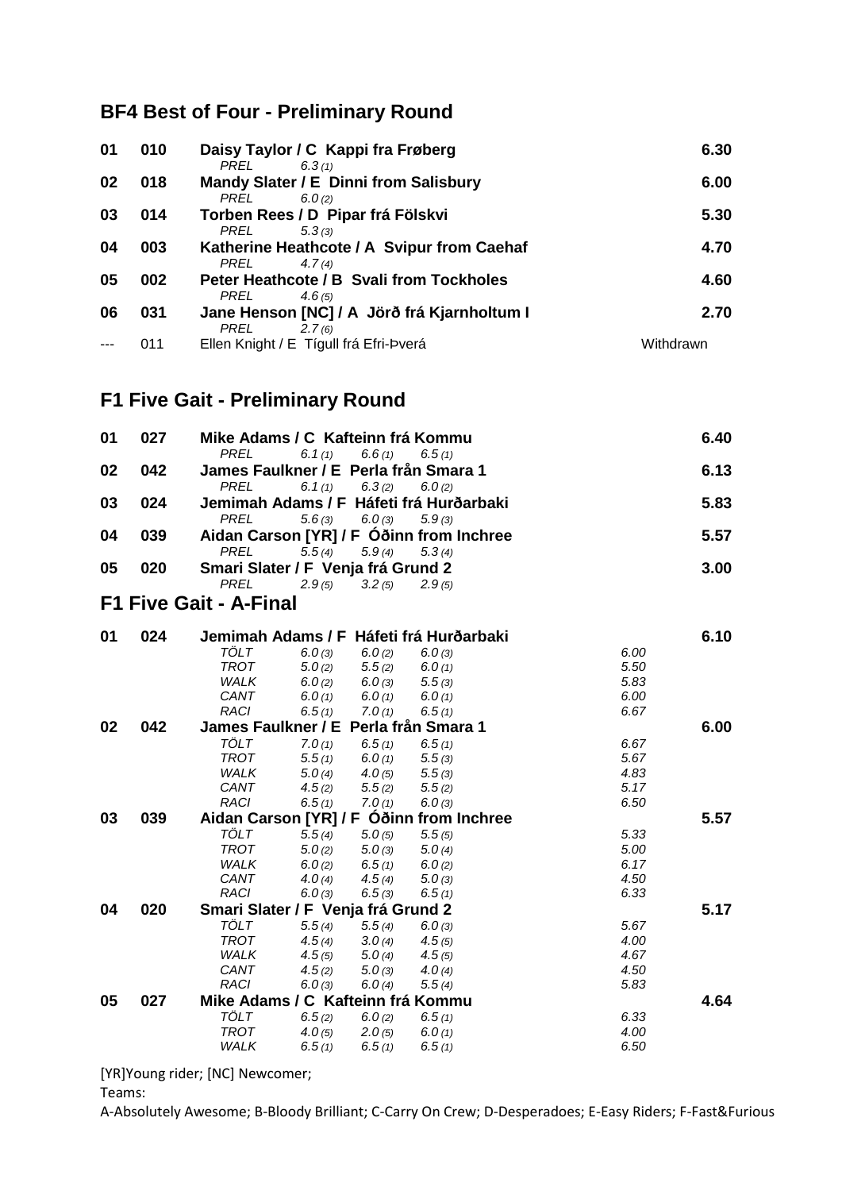## BF4 Best of Four - Preliminary Round

| Place | No. | Rider / Team / Horse | | | | | Score |
|---|---|---|---|---|---|---|---|
| 01 | 010 | **Daisy Taylor / C Kappi fra Frøberg** | | | | | **6.30** |
| | | *PREL* | *6.3 (1)* | | | | |
| 02 | 018 | **Mandy Slater / E Dinni from Salisbury** | | | | | **6.00** |
| | | *PREL* | *6.0 (2)* | | | | |
| 03 | 014 | **Torben Rees / D Pipar frá Fölskvi** | | | | | **5.30** |
| | | *PREL* | *5.3 (3)* | | | | |
| 04 | 003 | **Katherine Heathcote / A Svipur from Caehaf** | | | | | **4.70** |
| | | *PREL* | *4.7 (4)* | | | | |
| 05 | 002 | **Peter Heathcote / B Svali from Tockholes** | | | | | **4.60** |
| | | *PREL* | *4.6 (5)* | | | | |
| 06 | 031 | **Jane Henson [NC] / A Jörð frá Kjarnholtum I** | | | | | **2.70** |
| | | *PREL* | *2.7 (6)* | | | | |
| --- | 011 | Ellen Knight / E Tígull frá Efri-Þverá | | | | | Withdrawn |

## F1 Five Gait - Preliminary Round

| Place | No. | Rider / Team / Horse | | | | | Score |
|---|---|---|---|---|---|---|---|
| 01 | 027 | **Mike Adams / C Kafteinn frá Kommu** | | | | | **6.40** |
| | | *PREL* | *6.1 (1)* | *6.6 (1)* | *6.5 (1)* | | |
| 02 | 042 | **James Faulkner / E Perla från Smara 1** | | | | | **6.13** |
| | | *PREL* | *6.1 (1)* | *6.3 (2)* | *6.0 (2)* | | |
| 03 | 024 | **Jemimah Adams / F Háfeti frá Hurðarbaki** | | | | | **5.83** |
| | | *PREL* | *5.6 (3)* | *6.0 (3)* | *5.9 (3)* | | |
| 04 | 039 | **Aidan Carson [YR] / F Óðinn from Inchree** | | | | | **5.57** |
| | | *PREL* | *5.5 (4)* | *5.9 (4)* | *5.3 (4)* | | |
| 05 | 020 | **Smari Slater / F Venja frá Grund 2** | | | | | **3.00** |
| | | *PREL* | *2.9 (5)* | *3.2 (5)* | *2.9 (5)* | | |

## F1 Five Gait - A-Final

| Place | No. | Rider / Team / Horse | | | | | Score |
|---|---|---|---|---|---|---|---|
| 01 | 024 | **Jemimah Adams / F Háfeti frá Hurðarbaki** | | | | | **6.10** |
| | | *TÖLT* | *6.0 (3)* | *6.0 (2)* | *6.0 (3)* | *6.00* | |
| | | *TROT* | *5.0 (2)* | *5.5 (2)* | *6.0 (1)* | *5.50* | |
| | | *WALK* | *6.0 (2)* | *6.0 (3)* | *5.5 (3)* | *5.83* | |
| | | *CANT* | *6.0 (1)* | *6.0 (1)* | *6.0 (1)* | *6.00* | |
| | | *RACI* | *6.5 (1)* | *7.0 (1)* | *6.5 (1)* | *6.67* | |
| 02 | 042 | **James Faulkner / E Perla från Smara 1** | | | | | **6.00** |
| | | *TÖLT* | *7.0 (1)* | *6.5 (1)* | *6.5 (1)* | *6.67* | |
| | | *TROT* | *5.5 (1)* | *6.0 (1)* | *5.5 (3)* | *5.67* | |
| | | *WALK* | *5.0 (4)* | *4.0 (5)* | *5.5 (3)* | *4.83* | |
| | | *CANT* | *4.5 (2)* | *5.5 (2)* | *5.5 (2)* | *5.17* | |
| | | *RACI* | *6.5 (1)* | *7.0 (1)* | *6.0 (3)* | *6.50* | |
| 03 | 039 | **Aidan Carson [YR] / F Óðinn from Inchree** | | | | | **5.57** |
| | | *TÖLT* | *5.5 (4)* | *5.0 (5)* | *5.5 (5)* | *5.33* | |
| | | *TROT* | *5.0 (2)* | *5.0 (3)* | *5.0 (4)* | *5.00* | |
| | | *WALK* | *6.0 (2)* | *6.5 (1)* | *6.0 (2)* | *6.17* | |
| | | *CANT* | *4.0 (4)* | *4.5 (4)* | *5.0 (3)* | *4.50* | |
| | | *RACI* | *6.0 (3)* | *6.5 (3)* | *6.5 (1)* | *6.33* | |
| 04 | 020 | **Smari Slater / F Venja frá Grund 2** | | | | | **5.17** |
| | | *TÖLT* | *5.5 (4)* | *5.5 (4)* | *6.0 (3)* | *5.67* | |
| | | *TROT* | *4.5 (4)* | *3.0 (4)* | *4.5 (5)* | *4.00* | |
| | | *WALK* | *4.5 (5)* | *5.0 (4)* | *4.5 (5)* | *4.67* | |
| | | *CANT* | *4.5 (2)* | *5.0 (3)* | *4.0 (4)* | *4.50* | |
| | | *RACI* | *6.0 (3)* | *6.0 (4)* | *5.5 (4)* | *5.83* | |
| 05 | 027 | **Mike Adams / C Kafteinn frá Kommu** | | | | | **4.64** |
| | | *TÖLT* | *6.5 (2)* | *6.0 (2)* | *6.5 (1)* | *6.33* | |
| | | *TROT* | *4.0 (5)* | *2.0 (5)* | *6.0 (1)* | *4.00* | |
| | | *WALK* | *6.5 (1)* | *6.5 (1)* | *6.5 (1)* | *6.50* | |

[YR]Young rider; [NC] Newcomer;

Teams:

A-Absolutely Awesome; B-Bloody Brilliant; C-Carry On Crew; D-Desperadoes; E-Easy Riders; F-Fast&Furious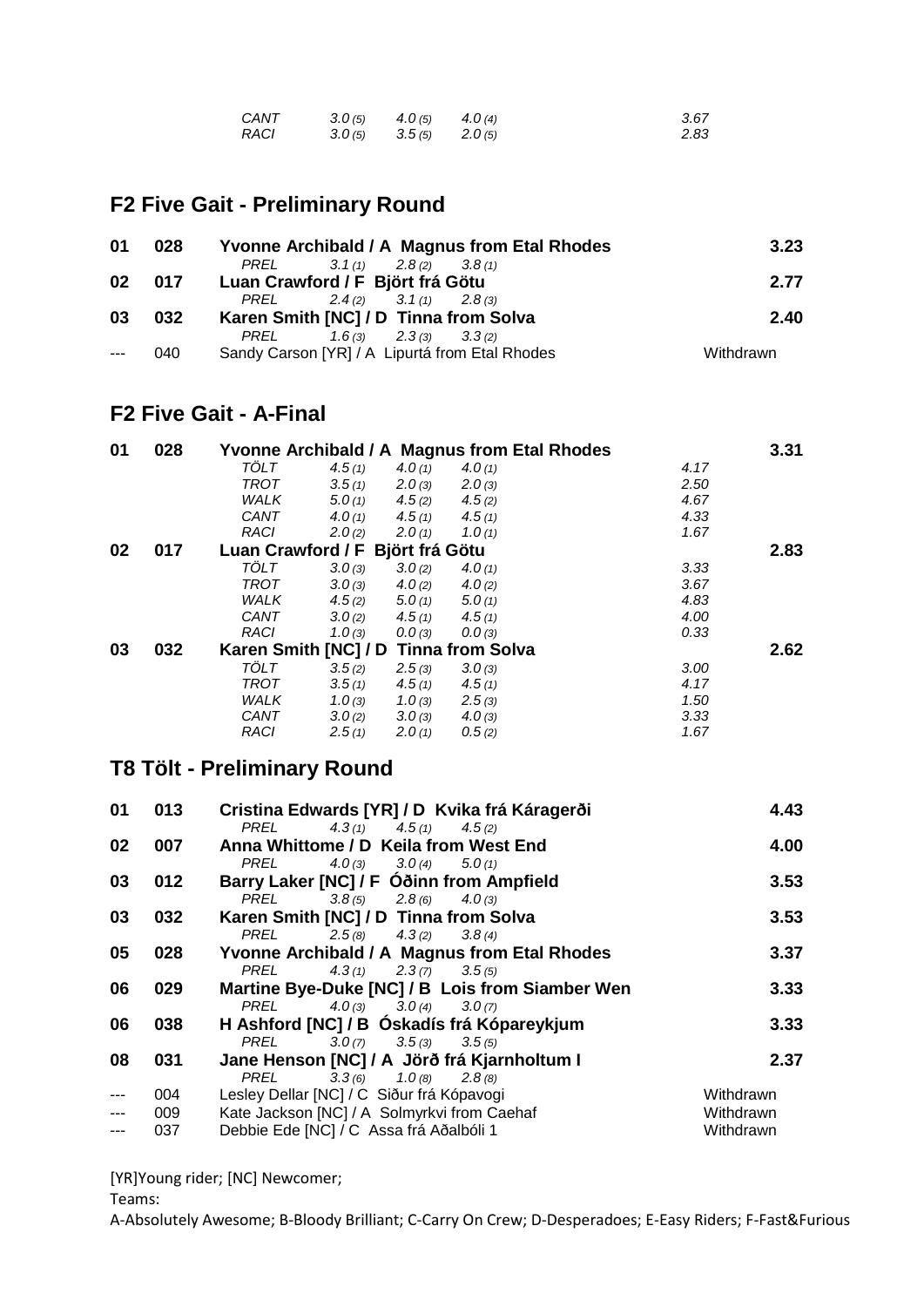| | | | | | | |
|---|---|---|---|---|---|---|
| | | *CANT* | *3.0 (5)* | *4.0 (5)* | *4.0 (4)* | *3.67* |
| | | *RACI* | *3.0 (5)* | *3.5 (5)* | *2.0 (5)* | *2.83* |

## F2 Five Gait - Preliminary Round

| Place | No. | Rider / Horse | | | | Score |
|---|---|---|---|---|---|---|
| **01** | **028** | **Yvonne Archibald / A Magnus from Etal Rhodes** | | | | **3.23** |
| | | *PREL* | *3.1 (1)* | *2.8 (2)* | *3.8 (1)* | |
| **02** | **017** | **Luan Crawford / F Björt frá Götu** | | | | **2.77** |
| | | *PREL* | *2.4 (2)* | *3.1 (1)* | *2.8 (3)* | |
| **03** | **032** | **Karen Smith [NC] / D Tinna from Solva** | | | | **2.40** |
| | | *PREL* | *1.6 (3)* | *2.3 (3)* | *3.3 (2)* | |
| --- | 040 | Sandy Carson [YR] / A Lipurtá from Etal Rhodes | | | | Withdrawn |

## F2 Five Gait - A-Final

| Place | No. | Rider / Horse | | | | | Score |
|---|---|---|---|---|---|---|---|
| **01** | **028** | **Yvonne Archibald / A Magnus from Etal Rhodes** | | | | | **3.31** |
| | | *TÖLT* | *4.5 (1)* | *4.0 (1)* | *4.0 (1)* | *4.17* | |
| | | *TROT* | *3.5 (1)* | *2.0 (3)* | *2.0 (3)* | *2.50* | |
| | | *WALK* | *5.0 (1)* | *4.5 (2)* | *4.5 (2)* | *4.67* | |
| | | *CANT* | *4.0 (1)* | *4.5 (1)* | *4.5 (1)* | *4.33* | |
| | | *RACI* | *2.0 (2)* | *2.0 (1)* | *1.0 (1)* | *1.67* | |
| **02** | **017** | **Luan Crawford / F Björt frá Götu** | | | | | **2.83** |
| | | *TÖLT* | *3.0 (3)* | *3.0 (2)* | *4.0 (1)* | *3.33* | |
| | | *TROT* | *3.0 (3)* | *4.0 (2)* | *4.0 (2)* | *3.67* | |
| | | *WALK* | *4.5 (2)* | *5.0 (1)* | *5.0 (1)* | *4.83* | |
| | | *CANT* | *3.0 (2)* | *4.5 (1)* | *4.5 (1)* | *4.00* | |
| | | *RACI* | *1.0 (3)* | *0.0 (3)* | *0.0 (3)* | *0.33* | |
| **03** | **032** | **Karen Smith [NC] / D Tinna from Solva** | | | | | **2.62** |
| | | *TÖLT* | *3.5 (2)* | *2.5 (3)* | *3.0 (3)* | *3.00* | |
| | | *TROT* | *3.5 (1)* | *4.5 (1)* | *4.5 (1)* | *4.17* | |
| | | *WALK* | *1.0 (3)* | *1.0 (3)* | *2.5 (3)* | *1.50* | |
| | | *CANT* | *3.0 (2)* | *3.0 (3)* | *4.0 (3)* | *3.33* | |
| | | *RACI* | *2.5 (1)* | *2.0 (1)* | *0.5 (2)* | *1.67* | |

## T8 Tölt - Preliminary Round

| Place | No. | Rider / Horse | | | | Score |
|---|---|---|---|---|---|---|
| **01** | **013** | **Cristina Edwards [YR] / D Kvika frá Káragerði** | | | | **4.43** |
| | | *PREL* | *4.3 (1)* | *4.5 (1)* | *4.5 (2)* | |
| **02** | **007** | **Anna Whittome / D Keila from West End** | | | | **4.00** |
| | | *PREL* | *4.0 (3)* | *3.0 (4)* | *5.0 (1)* | |
| **03** | **012** | **Barry Laker [NC] / F Óðinn from Ampfield** | | | | **3.53** |
| | | *PREL* | *3.8 (5)* | *2.8 (6)* | *4.0 (3)* | |
| **03** | **032** | **Karen Smith [NC] / D Tinna from Solva** | | | | **3.53** |
| | | *PREL* | *2.5 (8)* | *4.3 (2)* | *3.8 (4)* | |
| **05** | **028** | **Yvonne Archibald / A Magnus from Etal Rhodes** | | | | **3.37** |
| | | *PREL* | *4.3 (1)* | *2.3 (7)* | *3.5 (5)* | |
| **06** | **029** | **Martine Bye-Duke [NC] / B Lois from Siamber Wen** | | | | **3.33** |
| | | *PREL* | *4.0 (3)* | *3.0 (4)* | *3.0 (7)* | |
| **06** | **038** | **H Ashford [NC] / B Óskadís frá Kópareykjum** | | | | **3.33** |
| | | *PREL* | *3.0 (7)* | *3.5 (3)* | *3.5 (5)* | |
| **08** | **031** | **Jane Henson [NC] / A Jörð frá Kjarnholtum I** | | | | **2.37** |
| | | *PREL* | *3.3 (6)* | *1.0 (8)* | *2.8 (8)* | |
| --- | 004 | Lesley Dellar [NC] / C Siður frá Kópavogi | | | | Withdrawn |
| --- | 009 | Kate Jackson [NC] / A Solmyrkvi from Caehaf | | | | Withdrawn |
| --- | 037 | Debbie Ede [NC] / C Assa frá Aðalbóli 1 | | | | Withdrawn |

[YR]Young rider; [NC] Newcomer;

Teams:

A-Absolutely Awesome; B-Bloody Brilliant; C-Carry On Crew; D-Desperadoes; E-Easy Riders; F-Fast&Furious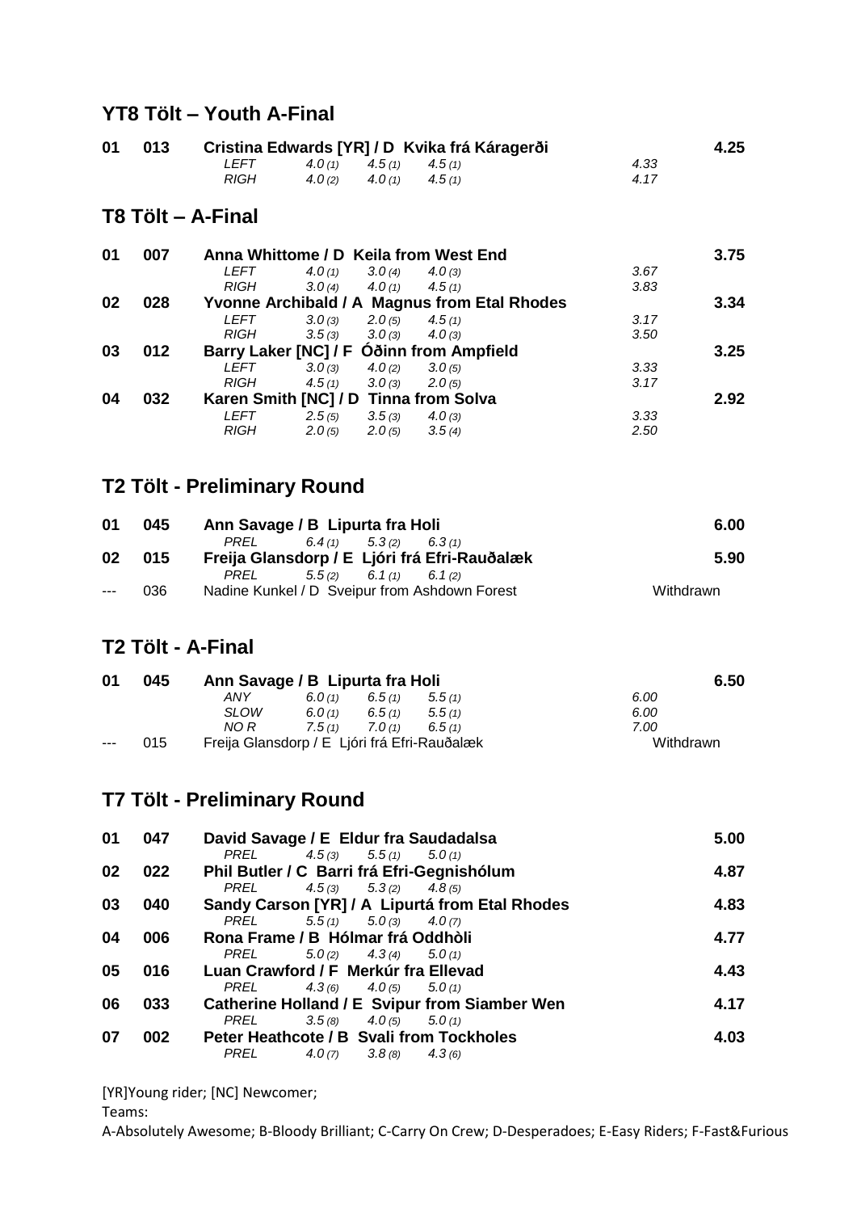## YT8 Tölt – Youth A-Final

| Pl. | No. | Rider / Horse | | | | | Total |
|---|---|---|---|---|---|---|---|
| 01 | 013 | **Cristina Edwards [YR] / D Kvika frá Káragerði** | | | | | **4.25** |
| | | *LEFT* | *4.0 (1)* | *4.5 (1)* | *4.5 (1)* | *4.33* | |
| | | *RIGH* | *4.0 (2)* | *4.0 (1)* | *4.5 (1)* | *4.17* | |

## T8 Tölt – A-Final

| Pl. | No. | Rider / Horse | | | | | Total |
|---|---|---|---|---|---|---|---|
| 01 | 007 | **Anna Whittome / D Keila from West End** | | | | | **3.75** |
| | | *LEFT* | *4.0 (1)* | *3.0 (4)* | *4.0 (3)* | *3.67* | |
| | | *RIGH* | *3.0 (4)* | *4.0 (1)* | *4.5 (1)* | *3.83* | |
| 02 | 028 | **Yvonne Archibald / A Magnus from Etal Rhodes** | | | | | **3.34** |
| | | *LEFT* | *3.0 (3)* | *2.0 (5)* | *4.5 (1)* | *3.17* | |
| | | *RIGH* | *3.5 (3)* | *3.0 (3)* | *4.0 (3)* | *3.50* | |
| 03 | 012 | **Barry Laker [NC] / F Óðinn from Ampfield** | | | | | **3.25** |
| | | *LEFT* | *3.0 (3)* | *4.0 (2)* | *3.0 (5)* | *3.33* | |
| | | *RIGH* | *4.5 (1)* | *3.0 (3)* | *2.0 (5)* | *3.17* | |
| 04 | 032 | **Karen Smith [NC] / D Tinna from Solva** | | | | | **2.92** |
| | | *LEFT* | *2.5 (5)* | *3.5 (3)* | *4.0 (3)* | *3.33* | |
| | | *RIGH* | *2.0 (5)* | *2.0 (5)* | *3.5 (4)* | *2.50* | |

## T2 Tölt - Preliminary Round

| Pl. | No. | Rider / Horse | | | | Total |
|---|---|---|---|---|---|---|
| 01 | 045 | **Ann Savage / B Lipurta fra Holi** | | | | **6.00** |
| | | *PREL* | *6.4 (1)* | *5.3 (2)* | *6.3 (1)* | |
| 02 | 015 | **Freija Glansdorp / E Ljóri frá Efri-Rauðalæk** | | | | **5.90** |
| | | *PREL* | *5.5 (2)* | *6.1 (1)* | *6.1 (2)* | |
| --- | 036 | Nadine Kunkel / D Sveipur from Ashdown Forest | | | | Withdrawn |

## T2 Tölt - A-Final

| Pl. | No. | Rider / Horse | | | | | Total |
|---|---|---|---|---|---|---|---|
| 01 | 045 | **Ann Savage / B Lipurta fra Holi** | | | | | **6.50** |
| | | *ANY* | *6.0 (1)* | *6.5 (1)* | *5.5 (1)* | *6.00* | |
| | | *SLOW* | *6.0 (1)* | *6.5 (1)* | *5.5 (1)* | *6.00* | |
| | | *NO R* | *7.5 (1)* | *7.0 (1)* | *6.5 (1)* | *7.00* | |
| --- | 015 | Freija Glansdorp / E Ljóri frá Efri-Rauðalæk | | | | | Withdrawn |

## T7 Tölt - Preliminary Round

| Pl. | No. | Rider / Horse | | | | Total |
|---|---|---|---|---|---|---|
| 01 | 047 | **David Savage / E Eldur fra Saudadalsa** | | | | **5.00** |
| | | *PREL* | *4.5 (3)* | *5.5 (1)* | *5.0 (1)* | |
| 02 | 022 | **Phil Butler / C Barri frá Efri-Gegnishólum** | | | | **4.87** |
| | | *PREL* | *4.5 (3)* | *5.3 (2)* | *4.8 (5)* | |
| 03 | 040 | **Sandy Carson [YR] / A Lipurtá from Etal Rhodes** | | | | **4.83** |
| | | *PREL* | *5.5 (1)* | *5.0 (3)* | *4.0 (7)* | |
| 04 | 006 | **Rona Frame / B Hólmar frá Oddhòli** | | | | **4.77** |
| | | *PREL* | *5.0 (2)* | *4.3 (4)* | *5.0 (1)* | |
| 05 | 016 | **Luan Crawford / F Merkúr fra Ellevad** | | | | **4.43** |
| | | *PREL* | *4.3 (6)* | *4.0 (5)* | *5.0 (1)* | |
| 06 | 033 | **Catherine Holland / E Svipur from Siamber Wen** | | | | **4.17** |
| | | *PREL* | *3.5 (8)* | *4.0 (5)* | *5.0 (1)* | |
| 07 | 002 | **Peter Heathcote / B Svali from Tockholes** | | | | **4.03** |
| | | *PREL* | *4.0 (7)* | *3.8 (8)* | *4.3 (6)* | |

[YR]Young rider; [NC] Newcomer;

Teams:

A-Absolutely Awesome; B-Bloody Brilliant; C-Carry On Crew; D-Desperadoes; E-Easy Riders; F-Fast&Furious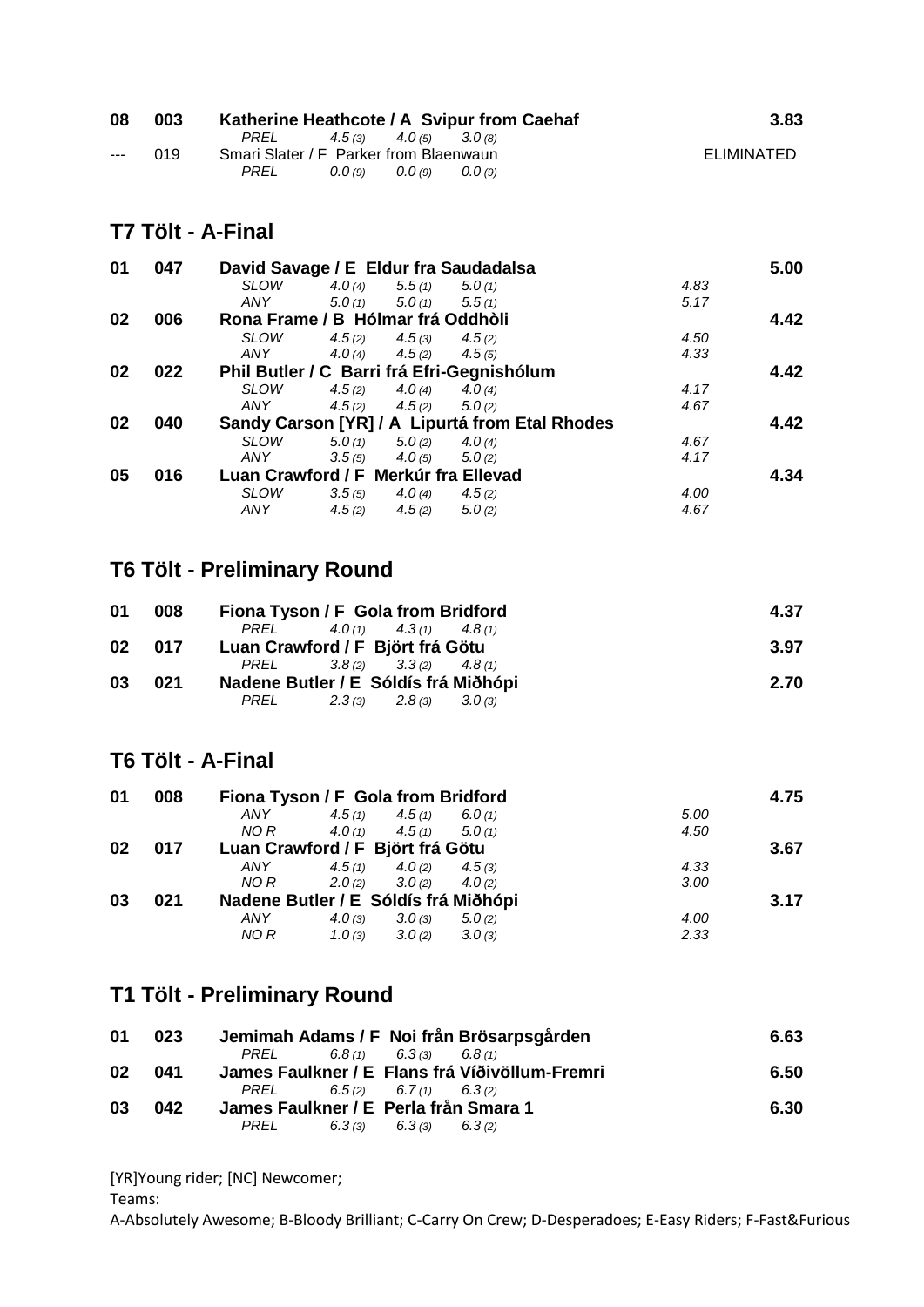| | | | | | | | |
|---|---|---|---|---|---|---|---|
| **08** | **003** | **Katherine Heathcote / A Svipur from Caehaf** | | | | | **3.83** |
| | | *PREL* | *4.5 (3)* | *4.0 (5)* | *3.0 (8)* | | |
| --- | 019 | Smari Slater / F Parker from Blaenwaun | | | | | ELIMINATED |
| | | *PREL* | *0.0 (9)* | *0.0 (9)* | *0.0 (9)* | | |

## T7 Tölt - A-Final

| | | | | | | | |
|---|---|---|---|---|---|---|---|
| **01** | **047** | **David Savage / E Eldur fra Saudadalsa** | | | | | **5.00** |
| | | *SLOW* | *4.0 (4)* | *5.5 (1)* | *5.0 (1)* | *4.83* | |
| | | *ANY* | *5.0 (1)* | *5.0 (1)* | *5.5 (1)* | *5.17* | |
| **02** | **006** | **Rona Frame / B Hólmar frá Oddhòli** | | | | | **4.42** |
| | | *SLOW* | *4.5 (2)* | *4.5 (3)* | *4.5 (2)* | *4.50* | |
| | | *ANY* | *4.0 (4)* | *4.5 (2)* | *4.5 (5)* | *4.33* | |
| **02** | **022** | **Phil Butler / C Barri frá Efri-Gegnishólum** | | | | | **4.42** |
| | | *SLOW* | *4.5 (2)* | *4.0 (4)* | *4.0 (4)* | *4.17* | |
| | | *ANY* | *4.5 (2)* | *4.5 (2)* | *5.0 (2)* | *4.67* | |
| **02** | **040** | **Sandy Carson [YR] / A Lipurtá from Etal Rhodes** | | | | | **4.42** |
| | | *SLOW* | *5.0 (1)* | *5.0 (2)* | *4.0 (4)* | *4.67* | |
| | | *ANY* | *3.5 (5)* | *4.0 (5)* | *5.0 (2)* | *4.17* | |
| **05** | **016** | **Luan Crawford / F Merkúr fra Ellevad** | | | | | **4.34** |
| | | *SLOW* | *3.5 (5)* | *4.0 (4)* | *4.5 (2)* | *4.00* | |
| | | *ANY* | *4.5 (2)* | *4.5 (2)* | *5.0 (2)* | *4.67* | |

## T6 Tölt - Preliminary Round

| | | | | | | |
|---|---|---|---|---|---|---|
| **01** | **008** | **Fiona Tyson / F Gola from Bridford** | | | | **4.37** |
| | | *PREL* | *4.0 (1)* | *4.3 (1)* | *4.8 (1)* | |
| **02** | **017** | **Luan Crawford / F Björt frá Götu** | | | | **3.97** |
| | | *PREL* | *3.8 (2)* | *3.3 (2)* | *4.8 (1)* | |
| **03** | **021** | **Nadene Butler / E Sóldís frá Miðhópi** | | | | **2.70** |
| | | *PREL* | *2.3 (3)* | *2.8 (3)* | *3.0 (3)* | |

## T6 Tölt - A-Final

| | | | | | | | |
|---|---|---|---|---|---|---|---|
| **01** | **008** | **Fiona Tyson / F Gola from Bridford** | | | | | **4.75** |
| | | *ANY* | *4.5 (1)* | *4.5 (1)* | *6.0 (1)* | *5.00* | |
| | | *NO R* | *4.0 (1)* | *4.5 (1)* | *5.0 (1)* | *4.50* | |
| **02** | **017** | **Luan Crawford / F Björt frá Götu** | | | | | **3.67** |
| | | *ANY* | *4.5 (1)* | *4.0 (2)* | *4.5 (3)* | *4.33* | |
| | | *NO R* | *2.0 (2)* | *3.0 (2)* | *4.0 (2)* | *3.00* | |
| **03** | **021** | **Nadene Butler / E Sóldís frá Miðhópi** | | | | | **3.17** |
| | | *ANY* | *4.0 (3)* | *3.0 (3)* | *5.0 (2)* | *4.00* | |
| | | *NO R* | *1.0 (3)* | *3.0 (2)* | *3.0 (3)* | *2.33* | |

## T1 Tölt - Preliminary Round

| | | | | | | |
|---|---|---|---|---|---|---|
| **01** | **023** | **Jemimah Adams / F Noi från Brösarpsgården** | | | | **6.63** |
| | | *PREL* | *6.8 (1)* | *6.3 (3)* | *6.8 (1)* | |
| **02** | **041** | **James Faulkner / E Flans frá Víðivöllum-Fremri** | | | | **6.50** |
| | | *PREL* | *6.5 (2)* | *6.7 (1)* | *6.3 (2)* | |
| **03** | **042** | **James Faulkner / E Perla från Smara 1** | | | | **6.30** |
| | | *PREL* | *6.3 (3)* | *6.3 (3)* | *6.3 (2)* | |

[YR]Young rider; [NC] Newcomer;

Teams:

A-Absolutely Awesome; B-Bloody Brilliant; C-Carry On Crew; D-Desperadoes; E-Easy Riders; F-Fast&Furious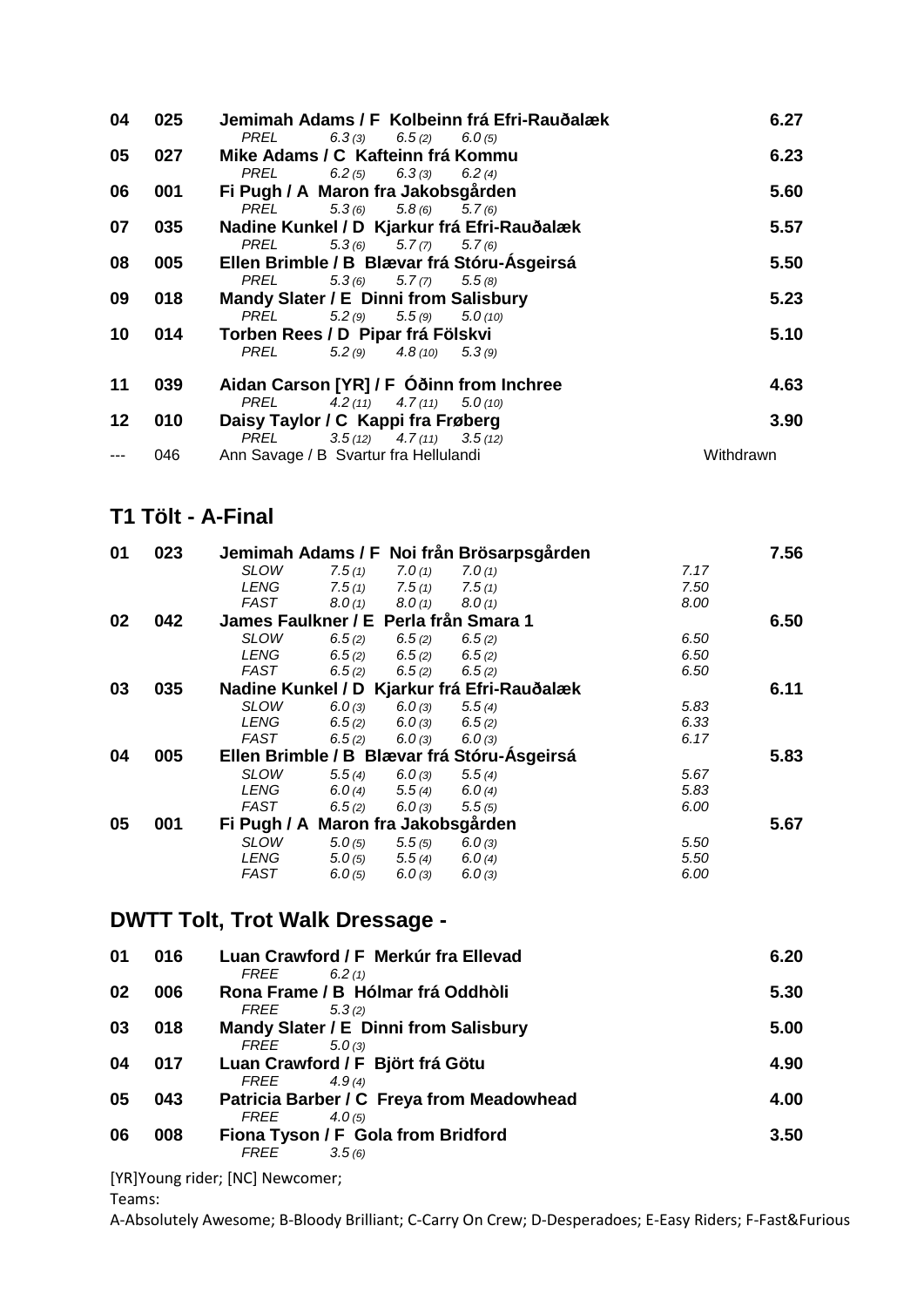| Pos | No. | Rider / Horse | | | | | Score |
|---|---|---|---|---|---|---|---|
| 04 | 025 | **Jemimah Adams / F Kolbeinn frá Efri-Rauðalæk** | | | | | **6.27** |
| | | *PREL* | *6.3 (3)* | *6.5 (2)* | *6.0 (5)* | | |
| 05 | 027 | **Mike Adams / C Kafteinn frá Kommu** | | | | | **6.23** |
| | | *PREL* | *6.2 (5)* | *6.3 (3)* | *6.2 (4)* | | |
| 06 | 001 | **Fi Pugh / A Maron fra Jakobsgården** | | | | | **5.60** |
| | | *PREL* | *5.3 (6)* | *5.8 (6)* | *5.7 (6)* | | |
| 07 | 035 | **Nadine Kunkel / D Kjarkur frá Efri-Rauðalæk** | | | | | **5.57** |
| | | *PREL* | *5.3 (6)* | *5.7 (7)* | *5.7 (6)* | | |
| 08 | 005 | **Ellen Brimble / B Blævar frá Stóru-Ásgeirsá** | | | | | **5.50** |
| | | *PREL* | *5.3 (6)* | *5.7 (7)* | *5.5 (8)* | | |
| 09 | 018 | **Mandy Slater / E Dinni from Salisbury** | | | | | **5.23** |
| | | *PREL* | *5.2 (9)* | *5.5 (9)* | *5.0 (10)* | | |
| 10 | 014 | **Torben Rees / D Pipar frá Fölskvi** | | | | | **5.10** |
| | | *PREL* | *5.2 (9)* | *4.8 (10)* | *5.3 (9)* | | |
| 11 | 039 | **Aidan Carson [YR] / F Óðinn from Inchree** | | | | | **4.63** |
| | | *PREL* | *4.2 (11)* | *4.7 (11)* | *5.0 (10)* | | |
| 12 | 010 | **Daisy Taylor / C Kappi fra Frøberg** | | | | | **3.90** |
| | | *PREL* | *3.5 (12)* | *4.7 (11)* | *3.5 (12)* | | |
| --- | 046 | Ann Savage / B Svartur fra Hellulandi | | | | | Withdrawn |

## T1 Tölt - A-Final

| Pos | No. | Rider / Horse | | | | | Score |
|---|---|---|---|---|---|---|---|
| 01 | 023 | **Jemimah Adams / F Noi från Brösarpsgården** | | | | | **7.56** |
| | | *SLOW* | *7.5 (1)* | *7.0 (1)* | *7.0 (1)* | *7.17* | |
| | | *LENG* | *7.5 (1)* | *7.5 (1)* | *7.5 (1)* | *7.50* | |
| | | *FAST* | *8.0 (1)* | *8.0 (1)* | *8.0 (1)* | *8.00* | |
| 02 | 042 | **James Faulkner / E Perla från Smara 1** | | | | | **6.50** |
| | | *SLOW* | *6.5 (2)* | *6.5 (2)* | *6.5 (2)* | *6.50* | |
| | | *LENG* | *6.5 (2)* | *6.5 (2)* | *6.5 (2)* | *6.50* | |
| | | *FAST* | *6.5 (2)* | *6.5 (2)* | *6.5 (2)* | *6.50* | |
| 03 | 035 | **Nadine Kunkel / D Kjarkur frá Efri-Rauðalæk** | | | | | **6.11** |
| | | *SLOW* | *6.0 (3)* | *6.0 (3)* | *5.5 (4)* | *5.83* | |
| | | *LENG* | *6.5 (2)* | *6.0 (3)* | *6.5 (2)* | *6.33* | |
| | | *FAST* | *6.5 (2)* | *6.0 (3)* | *6.0 (3)* | *6.17* | |
| 04 | 005 | **Ellen Brimble / B Blævar frá Stóru-Ásgeirsá** | | | | | **5.83** |
| | | *SLOW* | *5.5 (4)* | *6.0 (3)* | *5.5 (4)* | *5.67* | |
| | | *LENG* | *6.0 (4)* | *5.5 (4)* | *6.0 (4)* | *5.83* | |
| | | *FAST* | *6.5 (2)* | *6.0 (3)* | *5.5 (5)* | *6.00* | |
| 05 | 001 | **Fi Pugh / A Maron fra Jakobsgården** | | | | | **5.67** |
| | | *SLOW* | *5.0 (5)* | *5.5 (5)* | *6.0 (3)* | *5.50* | |
| | | *LENG* | *5.0 (5)* | *5.5 (4)* | *6.0 (4)* | *5.50* | |
| | | *FAST* | *6.0 (5)* | *6.0 (3)* | *6.0 (3)* | *6.00* | |

## DWTT Tolt, Trot Walk Dressage -

| Pos | No. | Rider / Horse | | Score |
|---|---|---|---|---|
| 01 | 016 | **Luan Crawford / F Merkúr fra Ellevad** | | **6.20** |
| | | *FREE* | *6.2 (1)* | |
| 02 | 006 | **Rona Frame / B Hólmar frá Oddhòli** | | **5.30** |
| | | *FREE* | *5.3 (2)* | |
| 03 | 018 | **Mandy Slater / E Dinni from Salisbury** | | **5.00** |
| | | *FREE* | *5.0 (3)* | |
| 04 | 017 | **Luan Crawford / F Björt frá Götu** | | **4.90** |
| | | *FREE* | *4.9 (4)* | |
| 05 | 043 | **Patricia Barber / C Freya from Meadowhead** | | **4.00** |
| | | *FREE* | *4.0 (5)* | |
| 06 | 008 | **Fiona Tyson / F Gola from Bridford** | | **3.50** |
| | | *FREE* | *3.5 (6)* | |

[YR]Young rider; [NC] Newcomer;

Teams:

A-Absolutely Awesome; B-Bloody Brilliant; C-Carry On Crew; D-Desperadoes; E-Easy Riders; F-Fast&Furious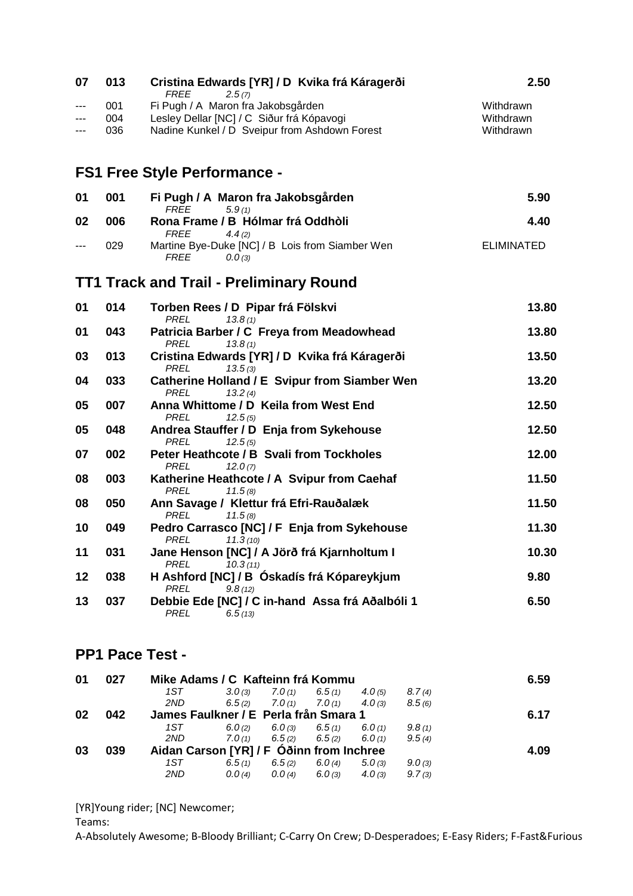| | | | |
|---|---|---|---|
| **07** | **013** | **Cristina Edwards [YR] / D Kvika frá Káragerði** | **2.50** |
| | | *FREE 2.5 (7)* | |
| --- | 001 | Fi Pugh / A Maron fra Jakobsgården | Withdrawn |
| --- | 004 | Lesley Dellar [NC] / C Siður frá Kópavogi | Withdrawn |
| --- | 036 | Nadine Kunkel / D Sveipur from Ashdown Forest | Withdrawn |

## FS1 Free Style Performance -

| | | | |
|---|---|---|---|
| **01** | **001** | **Fi Pugh / A Maron fra Jakobsgården** | **5.90** |
| | | *FREE 5.9 (1)* | |
| **02** | **006** | **Rona Frame / B Hólmar frá Oddhòli** | **4.40** |
| | | *FREE 4.4 (2)* | |
| --- | 029 | Martine Bye-Duke [NC] / B Lois from Siamber Wen | ELIMINATED |
| | | *FREE 0.0 (3)* | |

## TT1 Track and Trail - Preliminary Round

| | | | |
|---|---|---|---|
| **01** | **014** | **Torben Rees / D Pipar frá Fölskvi** | **13.80** |
| | | *PREL 13.8 (1)* | |
| **01** | **043** | **Patricia Barber / C Freya from Meadowhead** | **13.80** |
| | | *PREL 13.8 (1)* | |
| **03** | **013** | **Cristina Edwards [YR] / D Kvika frá Káragerði** | **13.50** |
| | | *PREL 13.5 (3)* | |
| **04** | **033** | **Catherine Holland / E Svipur from Siamber Wen** | **13.20** |
| | | *PREL 13.2 (4)* | |
| **05** | **007** | **Anna Whittome / D Keila from West End** | **12.50** |
| | | *PREL 12.5 (5)* | |
| **05** | **048** | **Andrea Stauffer / D Enja from Sykehouse** | **12.50** |
| | | *PREL 12.5 (5)* | |
| **07** | **002** | **Peter Heathcote / B Svali from Tockholes** | **12.00** |
| | | *PREL 12.0 (7)* | |
| **08** | **003** | **Katherine Heathcote / A Svipur from Caehaf** | **11.50** |
| | | *PREL 11.5 (8)* | |
| **08** | **050** | **Ann Savage / Klettur frá Efri-Rauðalæk** | **11.50** |
| | | *PREL 11.5 (8)* | |
| **10** | **049** | **Pedro Carrasco [NC] / F Enja from Sykehouse** | **11.30** |
| | | *PREL 11.3 (10)* | |
| **11** | **031** | **Jane Henson [NC] / A Jörð frá Kjarnholtum I** | **10.30** |
| | | *PREL 10.3 (11)* | |
| **12** | **038** | **H Ashford [NC] / B Óskadís frá Kópareykjum** | **9.80** |
| | | *PREL 9.8 (12)* | |
| **13** | **037** | **Debbie Ede [NC] / C in-hand Assa frá Aðalbóli 1** | **6.50** |
| | | *PREL 6.5 (13)* | |

## PP1 Pace Test -

| | | | | | | | | |
|---|---|---|---|---|---|---|---|---|
| **01** | **027** | **Mike Adams / C Kafteinn frá Kommu** | | | | | | **6.59** |
| | | *1ST* | *3.0 (3)* | *7.0 (1)* | *6.5 (1)* | *4.0 (5)* | *8.7 (4)* | |
| | | *2ND* | *6.5 (2)* | *7.0 (1)* | *7.0 (1)* | *4.0 (3)* | *8.5 (6)* | |
| **02** | **042** | **James Faulkner / E Perla från Smara 1** | | | | | | **6.17** |
| | | *1ST* | *6.0 (2)* | *6.0 (3)* | *6.5 (1)* | *6.0 (1)* | *9.8 (1)* | |
| | | *2ND* | *7.0 (1)* | *6.5 (2)* | *6.5 (2)* | *6.0 (1)* | *9.5 (4)* | |
| **03** | **039** | **Aidan Carson [YR] / F Óðinn from Inchree** | | | | | | **4.09** |
| | | *1ST* | *6.5 (1)* | *6.5 (2)* | *6.0 (4)* | *5.0 (3)* | *9.0 (3)* | |
| | | *2ND* | *0.0 (4)* | *0.0 (4)* | *6.0 (3)* | *4.0 (3)* | *9.7 (3)* | |

[YR]Young rider; [NC] Newcomer;

Teams:

A-Absolutely Awesome; B-Bloody Brilliant; C-Carry On Crew; D-Desperadoes; E-Easy Riders; F-Fast&Furious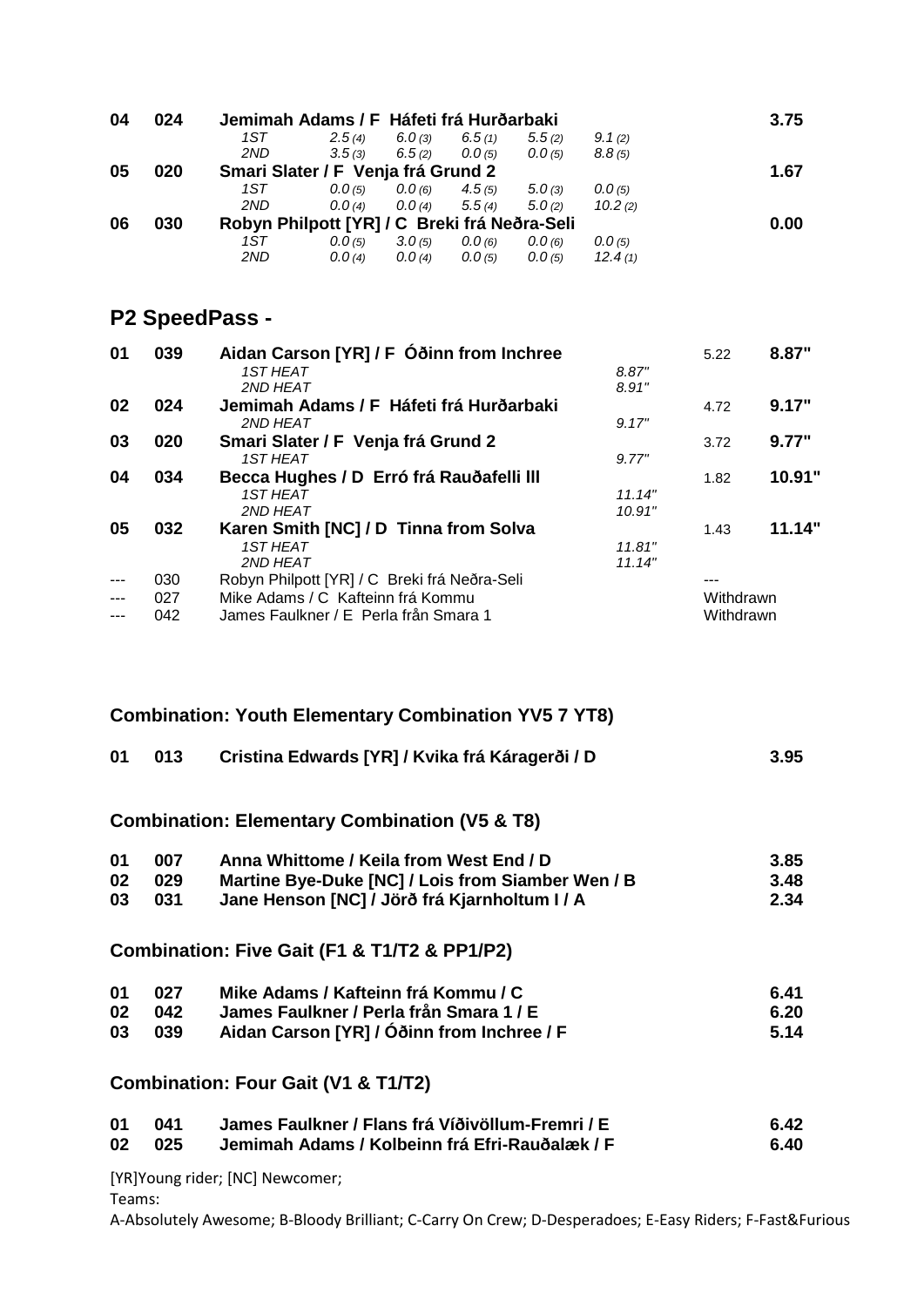| | | | | | | | | |
|---|---|---|---|---|---|---|---|---|
| **04** | **024** | **Jemimah Adams / F Háfeti frá Hurðarbaki** | | | | | | **3.75** |
| | | *1ST* | *2.5 (4)* | *6.0 (3)* | *6.5 (1)* | *5.5 (2)* | *9.1 (2)* | |
| | | *2ND* | *3.5 (3)* | *6.5 (2)* | *0.0 (5)* | *0.0 (5)* | *8.8 (5)* | |
| **05** | **020** | **Smari Slater / F Venja frá Grund 2** | | | | | | **1.67** |
| | | *1ST* | *0.0 (5)* | *0.0 (6)* | *4.5 (5)* | *5.0 (3)* | *0.0 (5)* | |
| | | *2ND* | *0.0 (4)* | *0.0 (4)* | *5.5 (4)* | *5.0 (2)* | *10.2 (2)* | |
| **06** | **030** | **Robyn Philpott [YR] / C Breki frá Neðra-Seli** | | | | | | **0.00** |
| | | *1ST* | *0.0 (5)* | *3.0 (5)* | *0.0 (6)* | *0.0 (6)* | *0.0 (5)* | |
| | | *2ND* | *0.0 (4)* | *0.0 (4)* | *0.0 (5)* | *0.0 (5)* | *12.4 (1)* | |

## P2 SpeedPass -

| | | | | | |
|---|---|---|---|---|---|
| **01** | **039** | **Aidan Carson [YR] / F Óðinn from Inchree** | | 5.22 | **8.87"** |
| | | *1ST HEAT* | *8.87"* | | |
| | | *2ND HEAT* | *8.91"* | | |
| **02** | **024** | **Jemimah Adams / F Háfeti frá Hurðarbaki** | | 4.72 | **9.17"** |
| | | *2ND HEAT* | *9.17"* | | |
| **03** | **020** | **Smari Slater / F Venja frá Grund 2** | | 3.72 | **9.77"** |
| | | *1ST HEAT* | *9.77"* | | |
| **04** | **034** | **Becca Hughes / D Erró frá Rauðafelli lll** | | 1.82 | **10.91"** |
| | | *1ST HEAT* | *11.14"* | | |
| | | *2ND HEAT* | *10.91"* | | |
| **05** | **032** | **Karen Smith [NC] / D Tinna from Solva** | | 1.43 | **11.14"** |
| | | *1ST HEAT* | *11.81"* | | |
| | | *2ND HEAT* | *11.14"* | | |
| --- | 030 | Robyn Philpott [YR] / C Breki frá Neðra-Seli | | --- | |
| --- | 027 | Mike Adams / C Kafteinn frá Kommu | | Withdrawn | |
| --- | 042 | James Faulkner / E Perla från Smara 1 | | Withdrawn | |

### Combination: Youth Elementary Combination YV5 7 YT8)

| | | | |
|---|---|---|---|
| **01** | **013** | **Cristina Edwards [YR] / Kvika frá Káragerði / D** | **3.95** |

### Combination: Elementary Combination (V5 & T8)

| | | | |
|---|---|---|---|
| **01** | **007** | **Anna Whittome / Keila from West End / D** | **3.85** |
| **02** | **029** | **Martine Bye-Duke [NC] / Lois from Siamber Wen / B** | **3.48** |
| **03** | **031** | **Jane Henson [NC] / Jörð frá Kjarnholtum I / A** | **2.34** |

### Combination: Five Gait (F1 & T1/T2 & PP1/P2)

| | | | |
|---|---|---|---|
| **01** | **027** | **Mike Adams / Kafteinn frá Kommu / C** | **6.41** |
| **02** | **042** | **James Faulkner / Perla från Smara 1 / E** | **6.20** |
| **03** | **039** | **Aidan Carson [YR] / Óðinn from Inchree / F** | **5.14** |

### Combination: Four Gait (V1 & T1/T2)

| | | | |
|---|---|---|---|
| **01** | **041** | **James Faulkner / Flans frá Víðivöllum-Fremri / E** | **6.42** |
| **02** | **025** | **Jemimah Adams / Kolbeinn frá Efri-Rauðalæk / F** | **6.40** |

[YR]Young rider; [NC] Newcomer;

Teams:

A-Absolutely Awesome; B-Bloody Brilliant; C-Carry On Crew; D-Desperadoes; E-Easy Riders; F-Fast&Furious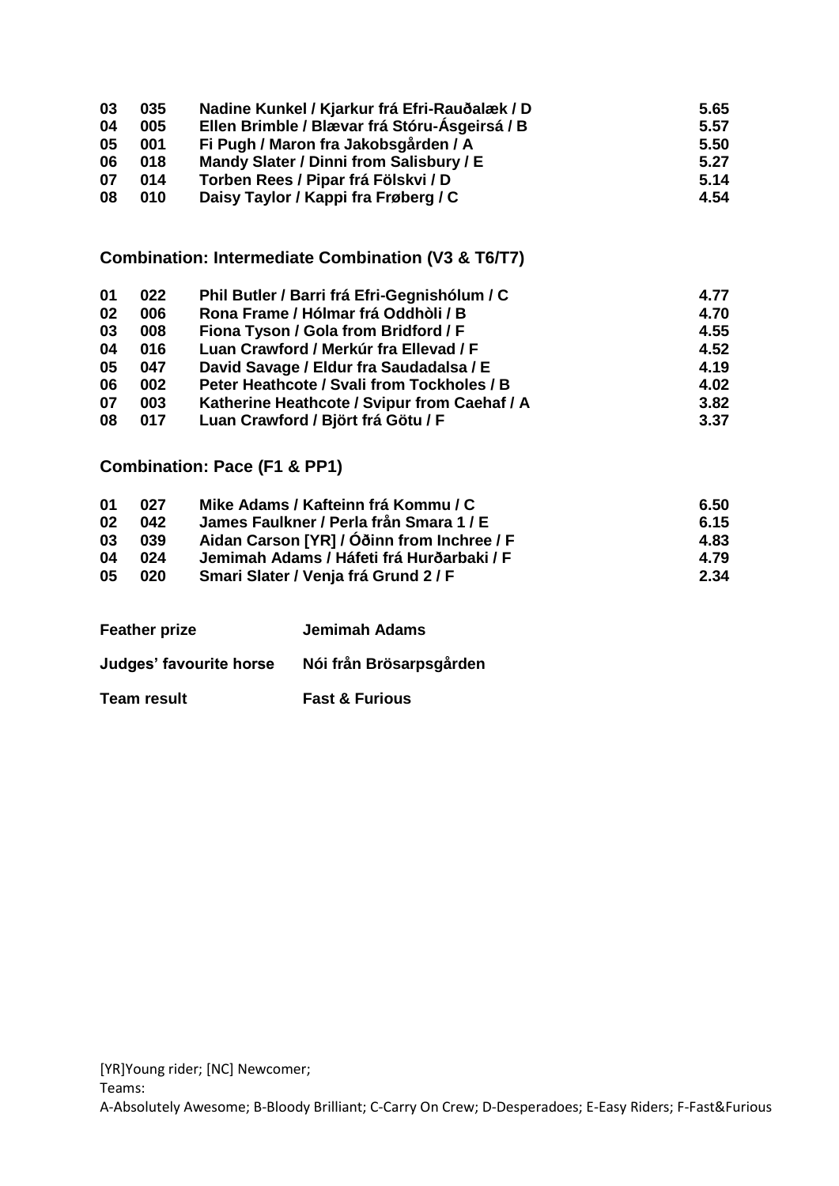| | | | |
|---|---|---|---|
| **03** | **035** | **Nadine Kunkel / Kjarkur frá Efri-Rauðalæk / D** | **5.65** |
| **04** | **005** | **Ellen Brimble / Blævar frá Stóru-Ásgeirsá / B** | **5.57** |
| **05** | **001** | **Fi Pugh / Maron fra Jakobsgården / A** | **5.50** |
| **06** | **018** | **Mandy Slater / Dinni from Salisbury / E** | **5.27** |
| **07** | **014** | **Torben Rees / Pipar frá Fölskvi / D** | **5.14** |
| **08** | **010** | **Daisy Taylor / Kappi fra Frøberg / C** | **4.54** |

### Combination: Intermediate Combination (V3 & T6/T7)

| | | | |
|---|---|---|---|
| **01** | **022** | **Phil Butler / Barri frá Efri-Gegnishólum / C** | **4.77** |
| **02** | **006** | **Rona Frame / Hólmar frá Oddhòli / B** | **4.70** |
| **03** | **008** | **Fiona Tyson / Gola from Bridford / F** | **4.55** |
| **04** | **016** | **Luan Crawford / Merkúr fra Ellevad / F** | **4.52** |
| **05** | **047** | **David Savage / Eldur fra Saudadalsa / E** | **4.19** |
| **06** | **002** | **Peter Heathcote / Svali from Tockholes / B** | **4.02** |
| **07** | **003** | **Katherine Heathcote / Svipur from Caehaf / A** | **3.82** |
| **08** | **017** | **Luan Crawford / Björt frá Götu / F** | **3.37** |

### Combination: Pace (F1 & PP1)

| | | | |
|---|---|---|---|
| **01** | **027** | **Mike Adams / Kafteinn frá Kommu / C** | **6.50** |
| **02** | **042** | **James Faulkner / Perla från Smara 1 / E** | **6.15** |
| **03** | **039** | **Aidan Carson [YR] / Óðinn from Inchree / F** | **4.83** |
| **04** | **024** | **Jemimah Adams / Háfeti frá Hurðarbaki / F** | **4.79** |
| **05** | **020** | **Smari Slater / Venja frá Grund 2 / F** | **2.34** |

| | |
|---|---|
| **Feather prize** | **Jemimah Adams** |
| **Judges' favourite horse** | **Nói från Brösarpsgården** |
| **Team result** | **Fast & Furious** |

[YR]Young rider; [NC] Newcomer;
Teams:
A-Absolutely Awesome; B-Bloody Brilliant; C-Carry On Crew; D-Desperadoes; E-Easy Riders; F-Fast&Furious